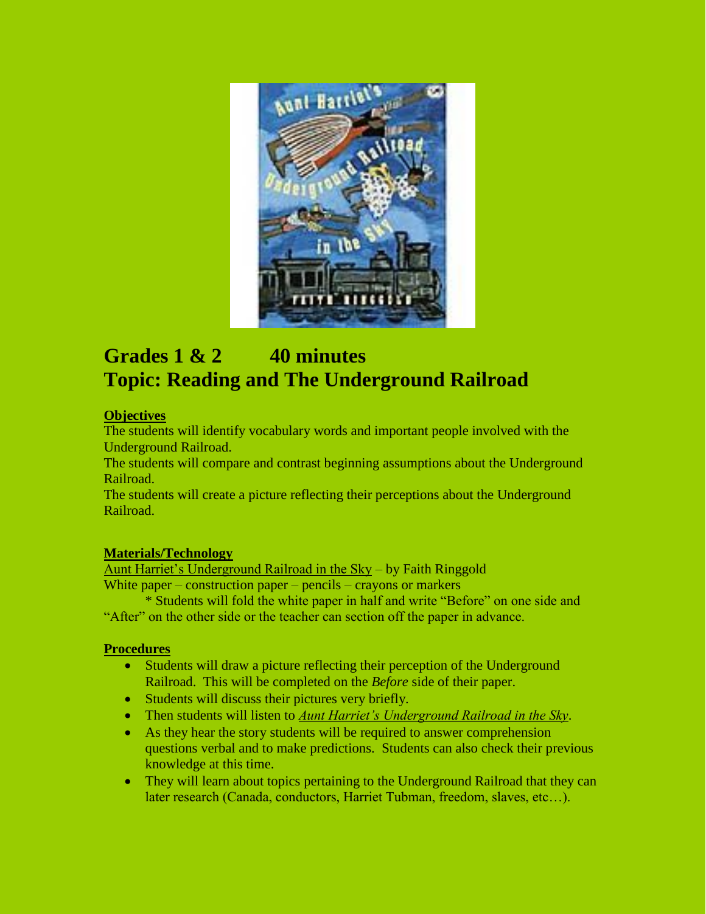# Grades 1 & 2 40 minutes
# Topic: Reading and The Underground Railroad

**Objectives**

The students will identify vocabulary words and important people involved with the Underground Railroad.

The students will compare and contrast beginning assumptions about the Underground Railroad.

The students will create a picture reflecting their perceptions about the Underground Railroad.

**Materials/Technology**

Aunt Harriet's Underground Railroad in the Sky – by Faith Ringgold

White paper – construction paper – pencils – crayons or markers

* Students will fold the white paper in half and write "Before" on one side and "After" on the other side or the teacher can section off the paper in advance.

**Procedures**

- Students will draw a picture reflecting their perception of the Underground Railroad. This will be completed on the *Before* side of their paper.
- Students will discuss their pictures very briefly.
- Then students will listen to *Aunt Harriet's Underground Railroad in the Sky*.
- As they hear the story students will be required to answer comprehension questions verbal and to make predictions. Students can also check their previous knowledge at this time.
- They will learn about topics pertaining to the Underground Railroad that they can later research (Canada, conductors, Harriet Tubman, freedom, slaves, etc…).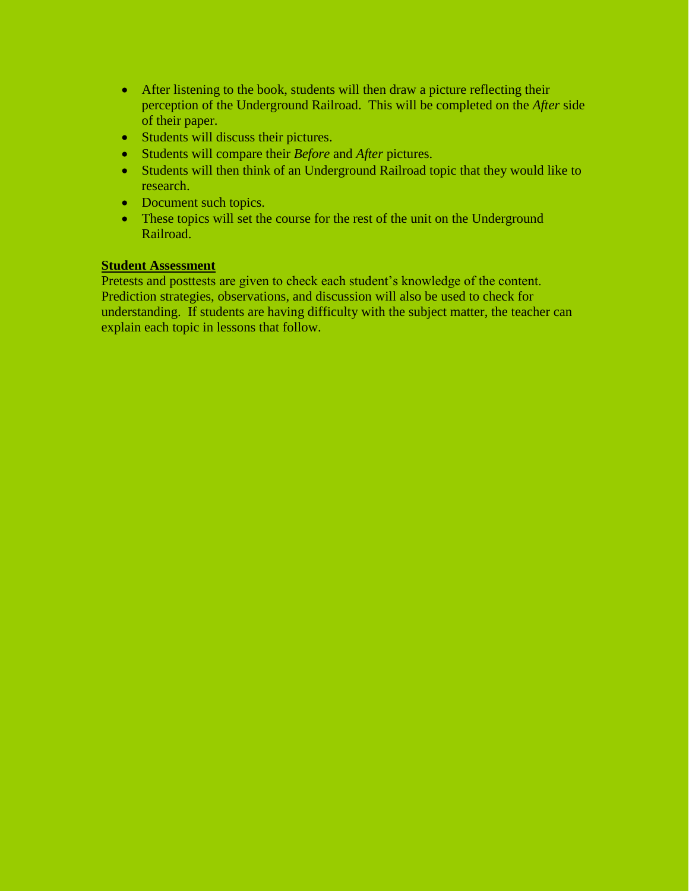- After listening to the book, students will then draw a picture reflecting their perception of the Underground Railroad. This will be completed on the *After* side of their paper.
- Students will discuss their pictures.
- Students will compare their *Before* and *After* pictures.
- Students will then think of an Underground Railroad topic that they would like to research.
- Document such topics.
- These topics will set the course for the rest of the unit on the Underground Railroad.

**Student Assessment**

Pretests and posttests are given to check each student's knowledge of the content. Prediction strategies, observations, and discussion will also be used to check for understanding. If students are having difficulty with the subject matter, the teacher can explain each topic in lessons that follow.